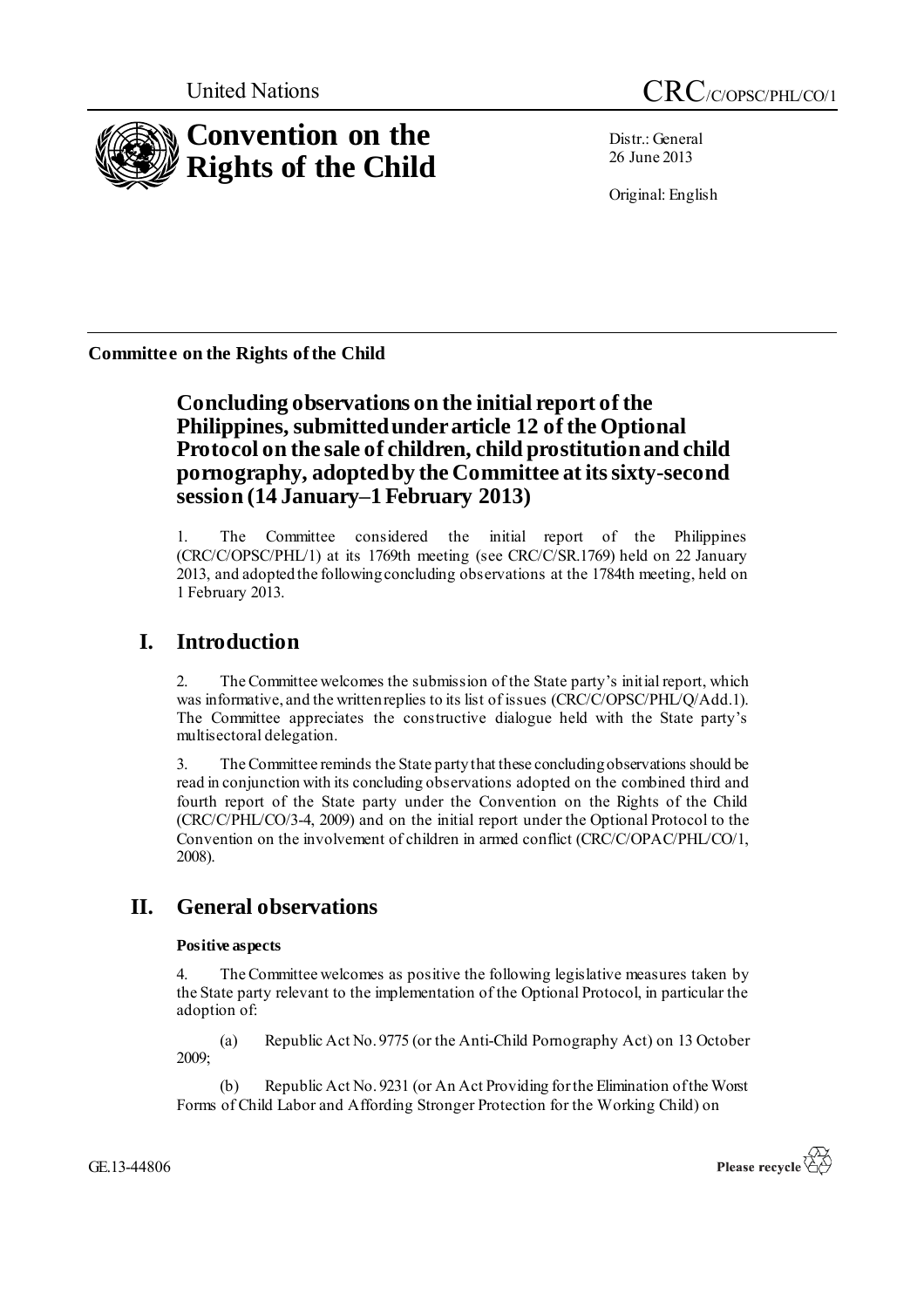United Nations

CRC/C/OPSC/PHL/CO/1

# Convention on the Rights of the Child

Distr.: General
26 June 2013

Original: English

**Committee on the Rights of the Child**

## Concluding observations on the initial report of the Philippines, submitted under article 12 of the Optional Protocol on the sale of children, child prostitution and child pornography, adopted by the Committee at its sixty-second session (14 January–1 February 2013)

1. The Committee considered the initial report of the Philippines (CRC/C/OPSC/PHL/1) at its 1769th meeting (see CRC/C/SR.1769) held on 22 January 2013, and adopted the following concluding observations at the 1784th meeting, held on 1 February 2013.

## I. Introduction

2. The Committee welcomes the submission of the State party's initial report, which was informative, and the written replies to its list of issues (CRC/C/OPSC/PHL/Q/Add.1). The Committee appreciates the constructive dialogue held with the State party's multisectoral delegation.

3. The Committee reminds the State party that these concluding observations should be read in conjunction with its concluding observations adopted on the combined third and fourth report of the State party under the Convention on the Rights of the Child (CRC/C/PHL/CO/3-4, 2009) and on the initial report under the Optional Protocol to the Convention on the involvement of children in armed conflict (CRC/C/OPAC/PHL/CO/1, 2008).

## II. General observations

### Positive aspects

4. The Committee welcomes as positive the following legislative measures taken by the State party relevant to the implementation of the Optional Protocol, in particular the adoption of:

(a) Republic Act No. 9775 (or the Anti-Child Pornography Act) on 13 October 2009;

(b) Republic Act No. 9231 (or An Act Providing for the Elimination of the Worst Forms of Child Labor and Affording Stronger Protection for the Working Child) on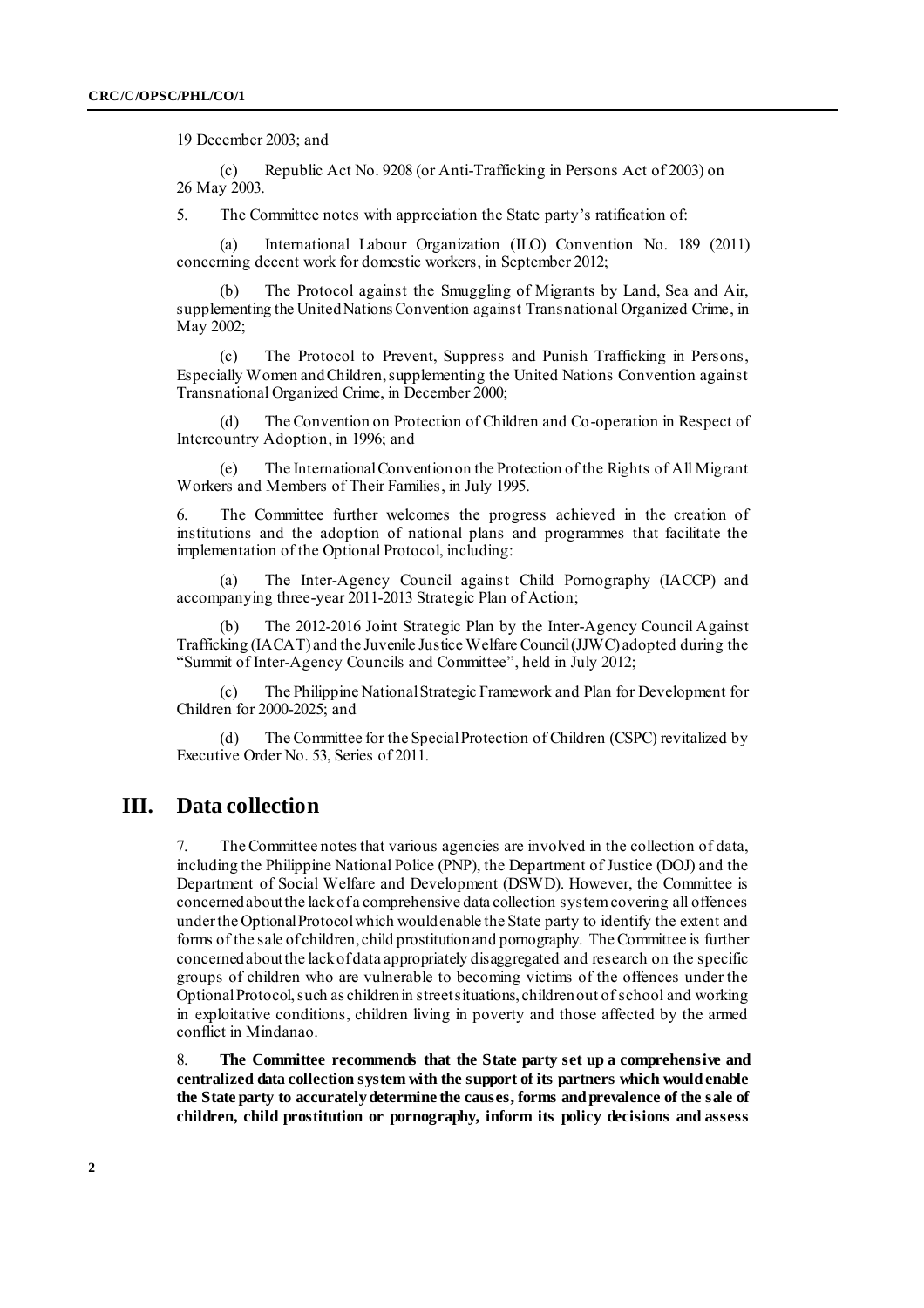19 December 2003; and

(c) Republic Act No. 9208 (or Anti-Trafficking in Persons Act of 2003) on 26 May 2003.

5. The Committee notes with appreciation the State party's ratification of:

(a) International Labour Organization (ILO) Convention No. 189 (2011) concerning decent work for domestic workers, in September 2012;

(b) The Protocol against the Smuggling of Migrants by Land, Sea and Air, supplementing the United Nations Convention against Transnational Organized Crime, in May 2002;

(c) The Protocol to Prevent, Suppress and Punish Trafficking in Persons, Especially Women and Children, supplementing the United Nations Convention against Transnational Organized Crime, in December 2000;

(d) The Convention on Protection of Children and Co-operation in Respect of Intercountry Adoption, in 1996; and

(e) The International Convention on the Protection of the Rights of All Migrant Workers and Members of Their Families, in July 1995.

6. The Committee further welcomes the progress achieved in the creation of institutions and the adoption of national plans and programmes that facilitate the implementation of the Optional Protocol, including:

(a) The Inter-Agency Council against Child Pornography (IACCP) and accompanying three-year 2011-2013 Strategic Plan of Action;

(b) The 2012-2016 Joint Strategic Plan by the Inter-Agency Council Against Trafficking (IACAT) and the Juvenile Justice Welfare Council (JJWC) adopted during the "Summit of Inter-Agency Councils and Committee", held in July 2012;

(c) The Philippine National Strategic Framework and Plan for Development for Children for 2000-2025; and

(d) The Committee for the Special Protection of Children (CSPC) revitalized by Executive Order No. 53, Series of 2011.

## III. Data collection

7. The Committee notes that various agencies are involved in the collection of data, including the Philippine National Police (PNP), the Department of Justice (DOJ) and the Department of Social Welfare and Development (DSWD). However, the Committee is concerned about the lack of a comprehensive data collection system covering all offences under the Optional Protocol which would enable the State party to identify the extent and forms of the sale of children, child prostitution and pornography. The Committee is further concerned about the lack of data appropriately disaggregated and research on the specific groups of children who are vulnerable to becoming victims of the offences under the Optional Protocol, such as children in street situations, children out of school and working in exploitative conditions, children living in poverty and those affected by the armed conflict in Mindanao.

8. **The Committee recommends that the State party set up a comprehensive and centralized data collection system with the support of its partners which would enable the State party to accurately determine the causes, forms and prevalence of the sale of children, child prostitution or pornography, inform its policy decisions and assess**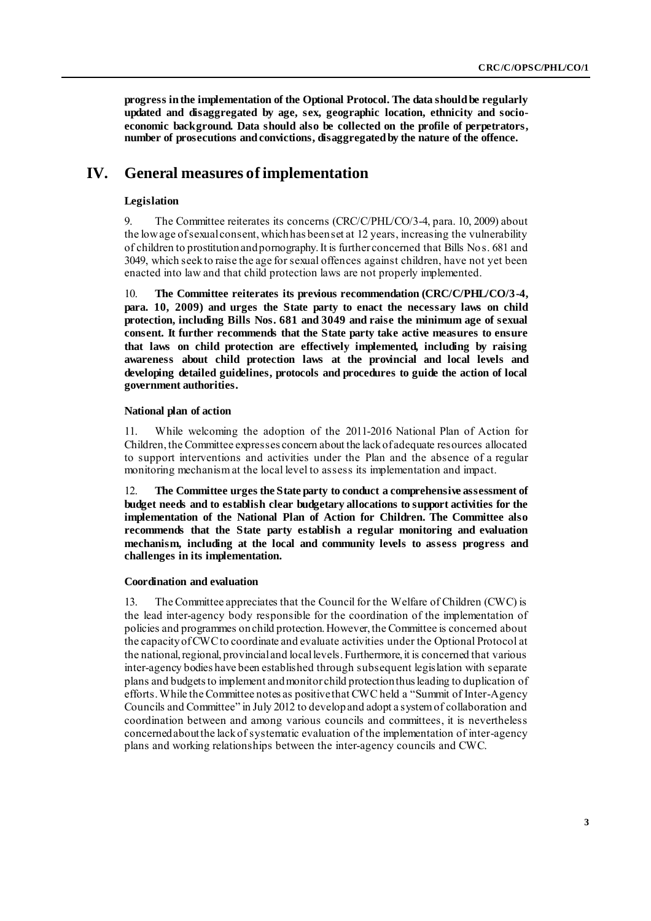**progress in the implementation of the Optional Protocol. The data should be regularly updated and disaggregated by age, sex, geographic location, ethnicity and socio-economic background. Data should also be collected on the profile of perpetrators, number of prosecutions and convictions, disaggregated by the nature of the offence.**

# IV. General measures of implementation

### Legislation

9. The Committee reiterates its concerns (CRC/C/PHL/CO/3-4, para. 10, 2009) about the low age of sexual consent, which has been set at 12 years, increasing the vulnerability of children to prostitution and pornography. It is further concerned that Bills Nos. 681 and 3049, which seek to raise the age for sexual offences against children, have not yet been enacted into law and that child protection laws are not properly implemented.

10. **The Committee reiterates its previous recommendation (CRC/C/PHL/CO/3-4, para. 10, 2009) and urges the State party to enact the necessary laws on child protection, including Bills Nos. 681 and 3049 and raise the minimum age of sexual consent. It further recommends that the State party take active measures to ensure that laws on child protection are effectively implemented, including by raising awareness about child protection laws at the provincial and local levels and developing detailed guidelines, protocols and procedures to guide the action of local government authorities.**

### National plan of action

11. While welcoming the adoption of the 2011-2016 National Plan of Action for Children, the Committee expresses concern about the lack of adequate resources allocated to support interventions and activities under the Plan and the absence of a regular monitoring mechanism at the local level to assess its implementation and impact.

12. **The Committee urges the State party to conduct a comprehensive assessment of budget needs and to establish clear budgetary allocations to support activities for the implementation of the National Plan of Action for Children. The Committee also recommends that the State party establish a regular monitoring and evaluation mechanism, including at the local and community levels to assess progress and challenges in its implementation.**

### Coordination and evaluation

13. The Committee appreciates that the Council for the Welfare of Children (CWC) is the lead inter-agency body responsible for the coordination of the implementation of policies and programmes on child protection. However, the Committee is concerned about the capacity of CWC to coordinate and evaluate activities under the Optional Protocol at the national, regional, provincial and local levels. Furthermore, it is concerned that various inter-agency bodies have been established through subsequent legislation with separate plans and budgets to implement and monitor child protection thus leading to duplication of efforts. While the Committee notes as positive that CWC held a "Summit of Inter-Agency Councils and Committee" in July 2012 to develop and adopt a system of collaboration and coordination between and among various councils and committees, it is nevertheless concerned about the lack of systematic evaluation of the implementation of inter-agency plans and working relationships between the inter-agency councils and CWC.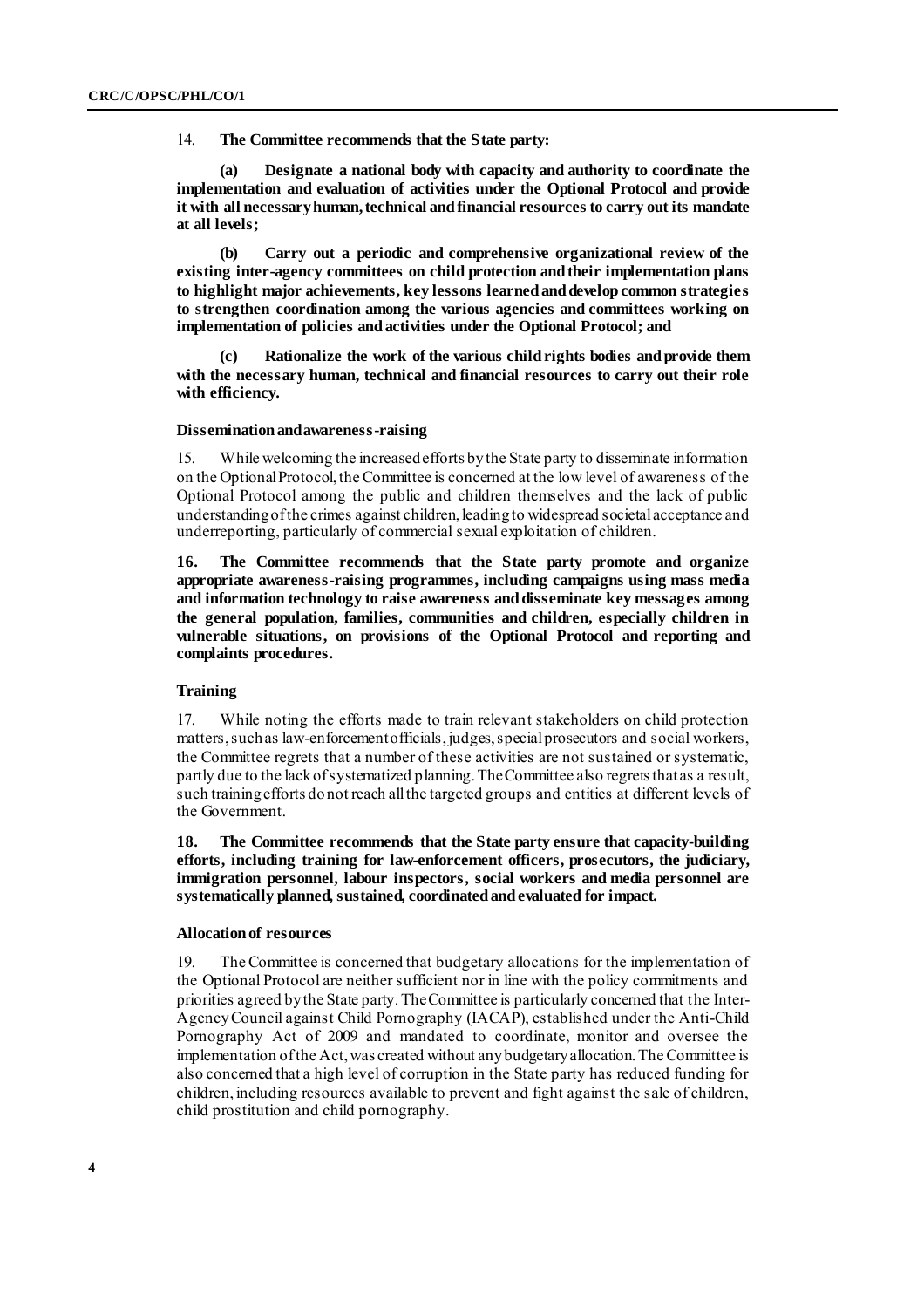14. **The Committee recommends that the State party:**

**(a) Designate a national body with capacity and authority to coordinate the implementation and evaluation of activities under the Optional Protocol and provide it with all necessary human, technical and financial resources to carry out its mandate at all levels;**

**(b) Carry out a periodic and comprehensive organizational review of the existing inter-agency committees on child protection and their implementation plans to highlight major achievements, key lessons learned and develop common strategies to strengthen coordination among the various agencies and committees working on implementation of policies and activities under the Optional Protocol; and**

**(c) Rationalize the work of the various child rights bodies and provide them with the necessary human, technical and financial resources to carry out their role with efficiency.**

#### Dissemination and awareness-raising

15. While welcoming the increased efforts by the State party to disseminate information on the Optional Protocol, the Committee is concerned at the low level of awareness of the Optional Protocol among the public and children themselves and the lack of public understanding of the crimes against children, leading to widespread societal acceptance and underreporting, particularly of commercial sexual exploitation of children.

**16. The Committee recommends that the State party promote and organize appropriate awareness-raising programmes, including campaigns using mass media and information technology to raise awareness and disseminate key messages among the general population, families, communities and children, especially children in vulnerable situations, on provisions of the Optional Protocol and reporting and complaints procedures.**

#### Training

17. While noting the efforts made to train relevant stakeholders on child protection matters, such as law-enforcement officials, judges, special prosecutors and social workers, the Committee regrets that a number of these activities are not sustained or systematic, partly due to the lack of systematized planning. The Committee also regrets that as a result, such training efforts do not reach all the targeted groups and entities at different levels of the Government.

**18. The Committee recommends that the State party ensure that capacity-building efforts, including training for law-enforcement officers, prosecutors, the judiciary, immigration personnel, labour inspectors, social workers and media personnel are systematically planned, sustained, coordinated and evaluated for impact.**

#### Allocation of resources

19. The Committee is concerned that budgetary allocations for the implementation of the Optional Protocol are neither sufficient nor in line with the policy commitments and priorities agreed by the State party. The Committee is particularly concerned that the Inter-Agency Council against Child Pornography (IACAP), established under the Anti-Child Pornography Act of 2009 and mandated to coordinate, monitor and oversee the implementation of the Act, was created without any budgetary allocation. The Committee is also concerned that a high level of corruption in the State party has reduced funding for children, including resources available to prevent and fight against the sale of children, child prostitution and child pornography.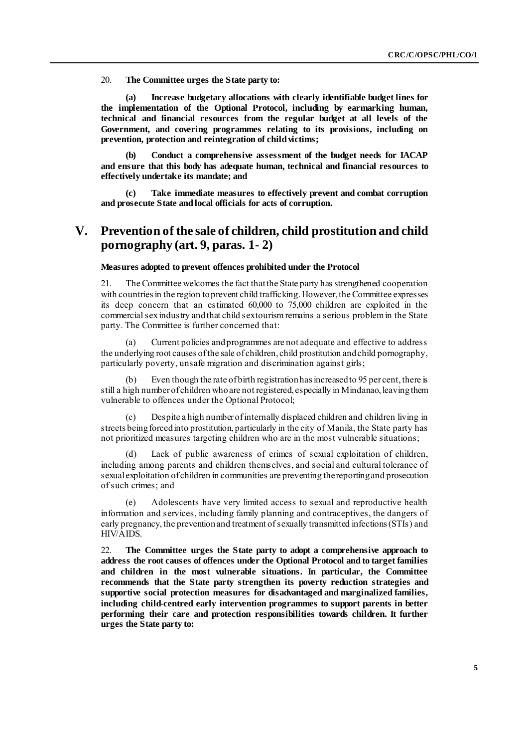20. **The Committee urges the State party to:**

**(a) Increase budgetary allocations with clearly identifiable budget lines for the implementation of the Optional Protocol, including by earmarking human, technical and financial resources from the regular budget at all levels of the Government, and covering programmes relating to its provisions, including on prevention, protection and reintegration of child victims;**

**(b) Conduct a comprehensive assessment of the budget needs for IACAP and ensure that this body has adequate human, technical and financial resources to effectively undertake its mandate; and**

**(c) Take immediate measures to effectively prevent and combat corruption and prosecute State and local officials for acts of corruption.**

## V. Prevention of the sale of children, child prostitution and child pornography (art. 9, paras. 1- 2)

### Measures adopted to prevent offences prohibited under the Protocol

21. The Committee welcomes the fact that the State party has strengthened cooperation with countries in the region to prevent child trafficking. However, the Committee expresses its deep concern that an estimated 60,000 to 75,000 children are exploited in the commercial sex industry and that child sex tourism remains a serious problem in the State party. The Committee is further concerned that:

(a) Current policies and programmes are not adequate and effective to address the underlying root causes of the sale of children, child prostitution and child pornography, particularly poverty, unsafe migration and discrimination against girls;

(b) Even though the rate of birth registration has increased to 95 per cent, there is still a high number of children who are not registered, especially in Mindanao, leaving them vulnerable to offences under the Optional Protocol;

(c) Despite a high number of internally displaced children and children living in streets being forced into prostitution, particularly in the city of Manila, the State party has not prioritized measures targeting children who are in the most vulnerable situations;

(d) Lack of public awareness of crimes of sexual exploitation of children, including among parents and children themselves, and social and cultural tolerance of sexual exploitation of children in communities are preventing the reporting and prosecution of such crimes; and

(e) Adolescents have very limited access to sexual and reproductive health information and services, including family planning and contraceptives, the dangers of early pregnancy, the prevention and treatment of sexually transmitted infections (STIs) and HIV/AIDS.

22. **The Committee urges the State party to adopt a comprehensive approach to address the root causes of offences under the Optional Protocol and to target families and children in the most vulnerable situations. In particular, the Committee recommends that the State party strengthen its poverty reduction strategies and supportive social protection measures for disadvantaged and marginalized families, including child-centred early intervention programmes to support parents in better performing their care and protection responsibilities towards children. It further urges the State party to:**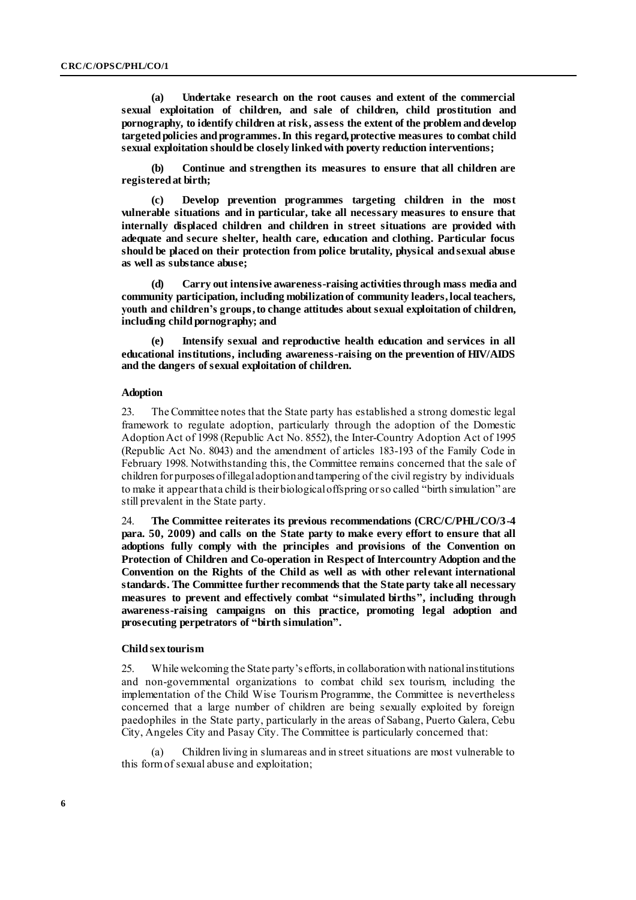**(a) Undertake research on the root causes and extent of the commercial sexual exploitation of children, and sale of children, child prostitution and pornography, to identify children at risk, assess the extent of the problem and develop targeted policies and programmes. In this regard, protective measures to combat child sexual exploitation should be closely linked with poverty reduction interventions;**

**(b) Continue and strengthen its measures to ensure that all children are registered at birth;**

**(c) Develop prevention programmes targeting children in the most vulnerable situations and in particular, take all necessary measures to ensure that internally displaced children and children in street situations are provided with adequate and secure shelter, health care, education and clothing. Particular focus should be placed on their protection from police brutality, physical and sexual abuse as well as substance abuse;**

**(d) Carry out intensive awareness-raising activities through mass media and community participation, including mobilization of community leaders, local teachers, youth and children's groups, to change attitudes about sexual exploitation of children, including child pornography; and**

**(e) Intensify sexual and reproductive health education and services in all educational institutions, including awareness-raising on the prevention of HIV/AIDS and the dangers of sexual exploitation of children.**

#### Adoption

23. The Committee notes that the State party has established a strong domestic legal framework to regulate adoption, particularly through the adoption of the Domestic Adoption Act of 1998 (Republic Act No. 8552), the Inter-Country Adoption Act of 1995 (Republic Act No. 8043) and the amendment of articles 183-193 of the Family Code in February 1998. Notwithstanding this, the Committee remains concerned that the sale of children for purposes of illegal adoption and tampering of the civil registry by individuals to make it appear that a child is their biological offspring or so called "birth simulation" are still prevalent in the State party.

24. **The Committee reiterates its previous recommendations (CRC/C/PHL/CO/3-4 para. 50, 2009) and calls on the State party to make every effort to ensure that all adoptions fully comply with the principles and provisions of the Convention on Protection of Children and Co-operation in Respect of Intercountry Adoption and the Convention on the Rights of the Child as well as with other relevant international standards. The Committee further recommends that the State party take all necessary measures to prevent and effectively combat "simulated births", including through awareness-raising campaigns on this practice, promoting legal adoption and prosecuting perpetrators of "birth simulation".**

#### Child sex tourism

25. While welcoming the State party's efforts, in collaboration with national institutions and non-governmental organizations to combat child sex tourism, including the implementation of the Child Wise Tourism Programme, the Committee is nevertheless concerned that a large number of children are being sexually exploited by foreign paedophiles in the State party, particularly in the areas of Sabang, Puerto Galera, Cebu City, Angeles City and Pasay City. The Committee is particularly concerned that:

(a) Children living in slum areas and in street situations are most vulnerable to this form of sexual abuse and exploitation;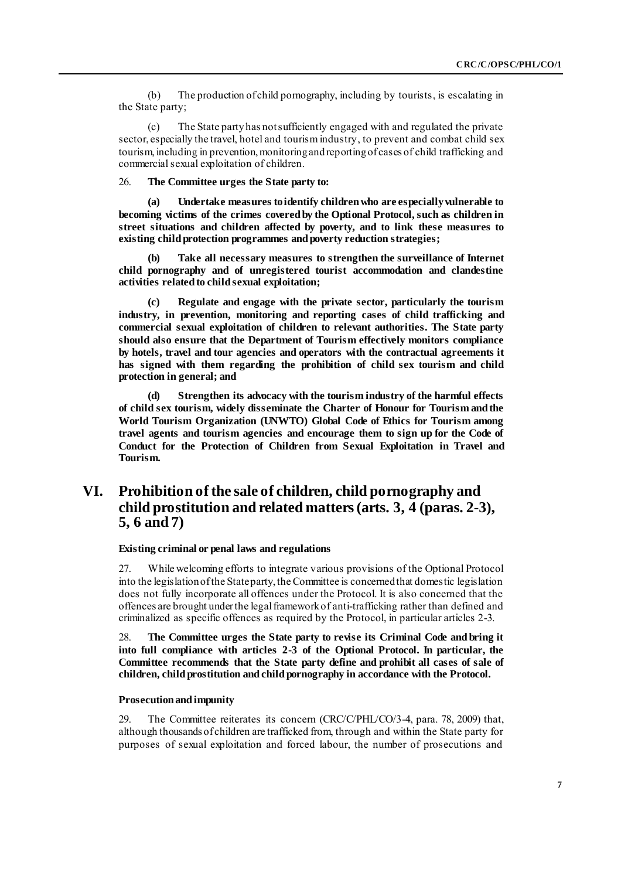(b) The production of child pornography, including by tourists, is escalating in the State party;

(c) The State party has not sufficiently engaged with and regulated the private sector, especially the travel, hotel and tourism industry, to prevent and combat child sex tourism, including in prevention, monitoring and reporting of cases of child trafficking and commercial sexual exploitation of children.

26. **The Committee urges the State party to:**

**(a) Undertake measures to identify children who are especially vulnerable to becoming victims of the crimes covered by the Optional Protocol, such as children in street situations and children affected by poverty, and to link these measures to existing child protection programmes and poverty reduction strategies;**

**(b) Take all necessary measures to strengthen the surveillance of Internet child pornography and of unregistered tourist accommodation and clandestine activities related to child sexual exploitation;**

**(c) Regulate and engage with the private sector, particularly the tourism industry, in prevention, monitoring and reporting cases of child trafficking and commercial sexual exploitation of children to relevant authorities. The State party should also ensure that the Department of Tourism effectively monitors compliance by hotels, travel and tour agencies and operators with the contractual agreements it has signed with them regarding the prohibition of child sex tourism and child protection in general; and**

**(d) Strengthen its advocacy with the tourism industry of the harmful effects of child sex tourism, widely disseminate the Charter of Honour for Tourism and the World Tourism Organization (UNWTO) Global Code of Ethics for Tourism among travel agents and tourism agencies and encourage them to sign up for the Code of Conduct for the Protection of Children from Sexual Exploitation in Travel and Tourism.**

# VI. Prohibition of the sale of children, child pornography and child prostitution and related matters (arts. 3, 4 (paras. 2-3), 5, 6 and 7)

### Existing criminal or penal laws and regulations

27. While welcoming efforts to integrate various provisions of the Optional Protocol into the legislation of the State party, the Committee is concerned that domestic legislation does not fully incorporate all offences under the Protocol. It is also concerned that the offences are brought under the legal framework of anti-trafficking rather than defined and criminalized as specific offences as required by the Protocol, in particular articles 2-3.

28. **The Committee urges the State party to revise its Criminal Code and bring it into full compliance with articles 2-3 of the Optional Protocol. In particular, the Committee recommends that the State party define and prohibit all cases of sale of children, child prostitution and child pornography in accordance with the Protocol.**

### Prosecution and impunity

29. The Committee reiterates its concern (CRC/C/PHL/CO/3-4, para. 78, 2009) that, although thousands of children are trafficked from, through and within the State party for purposes of sexual exploitation and forced labour, the number of prosecutions and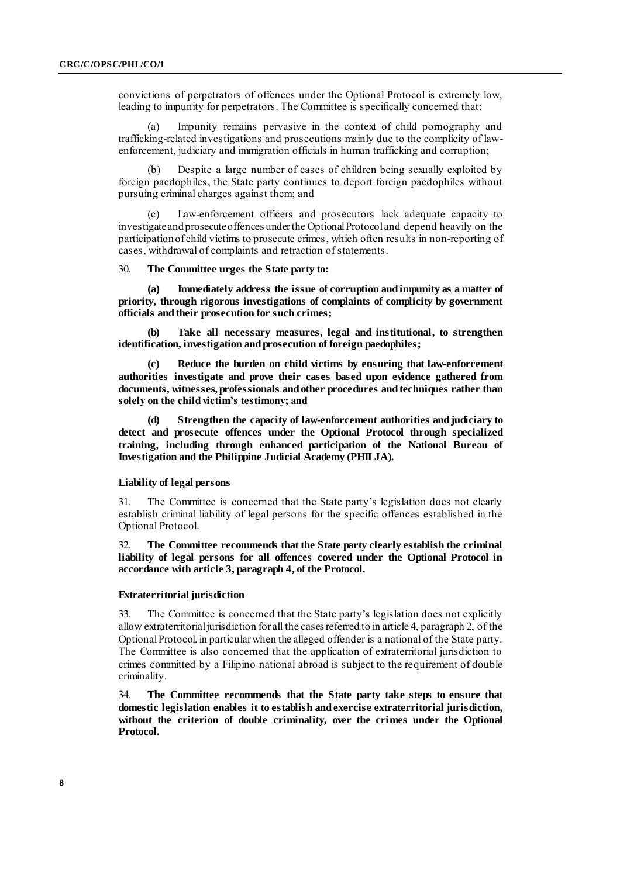convictions of perpetrators of offences under the Optional Protocol is extremely low, leading to impunity for perpetrators. The Committee is specifically concerned that:

(a) Impunity remains pervasive in the context of child pornography and trafficking-related investigations and prosecutions mainly due to the complicity of law-enforcement, judiciary and immigration officials in human trafficking and corruption;

(b) Despite a large number of cases of children being sexually exploited by foreign paedophiles, the State party continues to deport foreign paedophiles without pursuing criminal charges against them; and

(c) Law-enforcement officers and prosecutors lack adequate capacity to investigate and prosecute offences under the Optional Protocol and depend heavily on the participation of child victims to prosecute crimes, which often results in non-reporting of cases, withdrawal of complaints and retraction of statements.

30. **The Committee urges the State party to:**

**(a) Immediately address the issue of corruption and impunity as a matter of priority, through rigorous investigations of complaints of complicity by government officials and their prosecution for such crimes;**

**(b) Take all necessary measures, legal and institutional, to strengthen identification, investigation and prosecution of foreign paedophiles;**

**(c) Reduce the burden on child victims by ensuring that law-enforcement authorities investigate and prove their cases based upon evidence gathered from documents, witnesses, professionals and other procedures and techniques rather than solely on the child victim's testimony; and**

**(d) Strengthen the capacity of law-enforcement authorities and judiciary to detect and prosecute offences under the Optional Protocol through specialized training, including through enhanced participation of the National Bureau of Investigation and the Philippine Judicial Academy (PHILJA).**

### Liability of legal persons

31. The Committee is concerned that the State party's legislation does not clearly establish criminal liability of legal persons for the specific offences established in the Optional Protocol.

32. **The Committee recommends that the State party clearly establish the criminal liability of legal persons for all offences covered under the Optional Protocol in accordance with article 3, paragraph 4, of the Protocol.**

### Extraterritorial jurisdiction

33. The Committee is concerned that the State party's legislation does not explicitly allow extraterritorial jurisdiction for all the cases referred to in article 4, paragraph 2, of the Optional Protocol, in particular when the alleged offender is a national of the State party. The Committee is also concerned that the application of extraterritorial jurisdiction to crimes committed by a Filipino national abroad is subject to the requirement of double criminality.

34. **The Committee recommends that the State party take steps to ensure that domestic legislation enables it to establish and exercise extraterritorial jurisdiction, without the criterion of double criminality, over the crimes under the Optional Protocol.**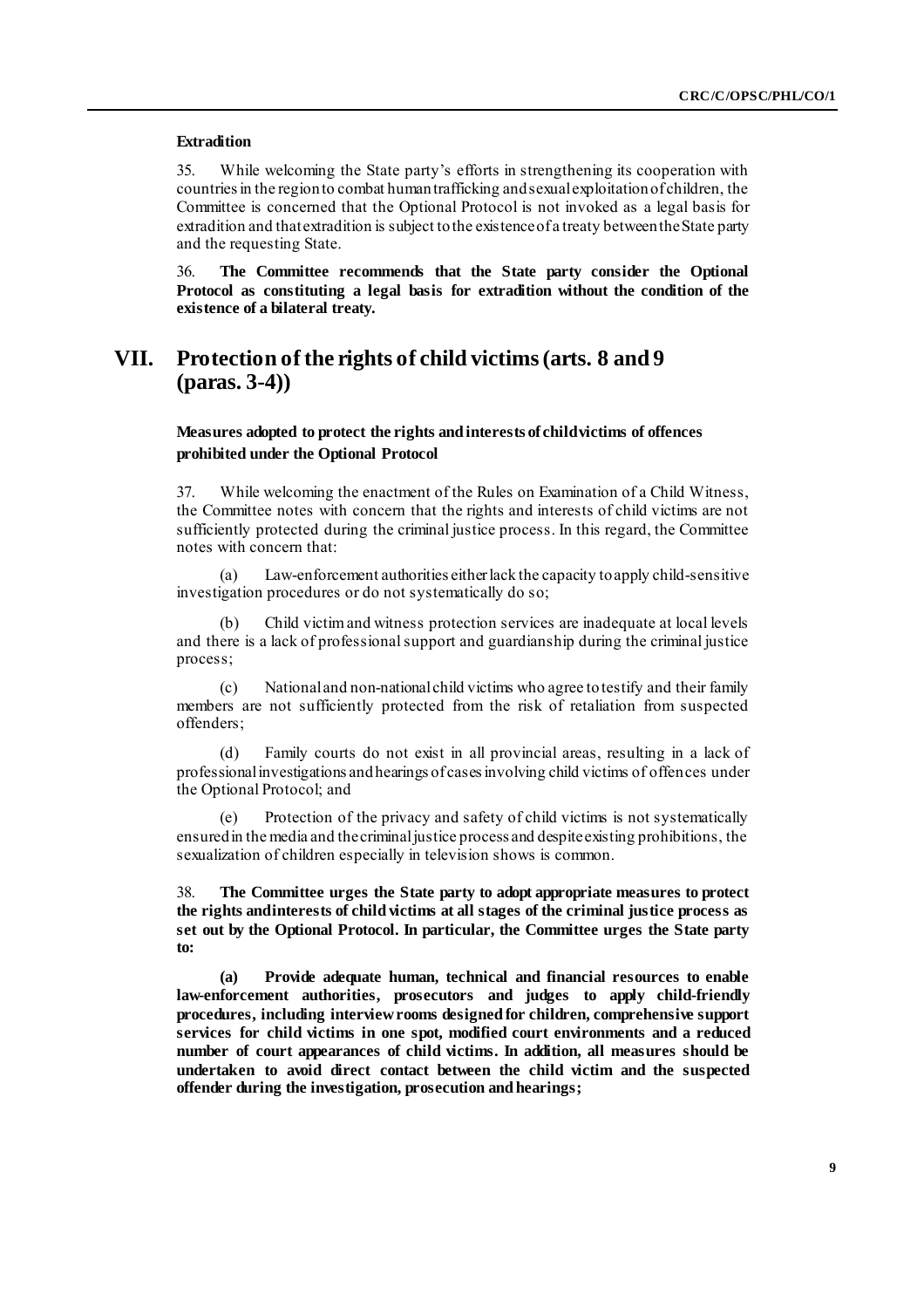**Extradition**

35. While welcoming the State party's efforts in strengthening its cooperation with countries in the region to combat human trafficking and sexual exploitation of children, the Committee is concerned that the Optional Protocol is not invoked as a legal basis for extradition and that extradition is subject to the existence of a treaty between the State party and the requesting State.

36. **The Committee recommends that the State party consider the Optional Protocol as constituting a legal basis for extradition without the condition of the existence of a bilateral treaty.**

# VII. Protection of the rights of child victims (arts. 8 and 9 (paras. 3-4))

### Measures adopted to protect the rights and interests of child victims of offences prohibited under the Optional Protocol

37. While welcoming the enactment of the Rules on Examination of a Child Witness, the Committee notes with concern that the rights and interests of child victims are not sufficiently protected during the criminal justice process. In this regard, the Committee notes with concern that:

(a) Law-enforcement authorities either lack the capacity to apply child-sensitive investigation procedures or do not systematically do so;

(b) Child victim and witness protection services are inadequate at local levels and there is a lack of professional support and guardianship during the criminal justice process;

(c) National and non-national child victims who agree to testify and their family members are not sufficiently protected from the risk of retaliation from suspected offenders;

(d) Family courts do not exist in all provincial areas, resulting in a lack of professional investigations and hearings of cases involving child victims of offences under the Optional Protocol; and

(e) Protection of the privacy and safety of child victims is not systematically ensured in the media and the criminal justice process and despite existing prohibitions, the sexualization of children especially in television shows is common.

38. **The Committee urges the State party to adopt appropriate measures to protect the rights and interests of child victims at all stages of the criminal justice process as set out by the Optional Protocol. In particular, the Committee urges the State party to:**

**(a) Provide adequate human, technical and financial resources to enable law-enforcement authorities, prosecutors and judges to apply child-friendly procedures, including interview rooms designed for children, comprehensive support services for child victims in one spot, modified court environments and a reduced number of court appearances of child victims. In addition, all measures should be undertaken to avoid direct contact between the child victim and the suspected offender during the investigation, prosecution and hearings;**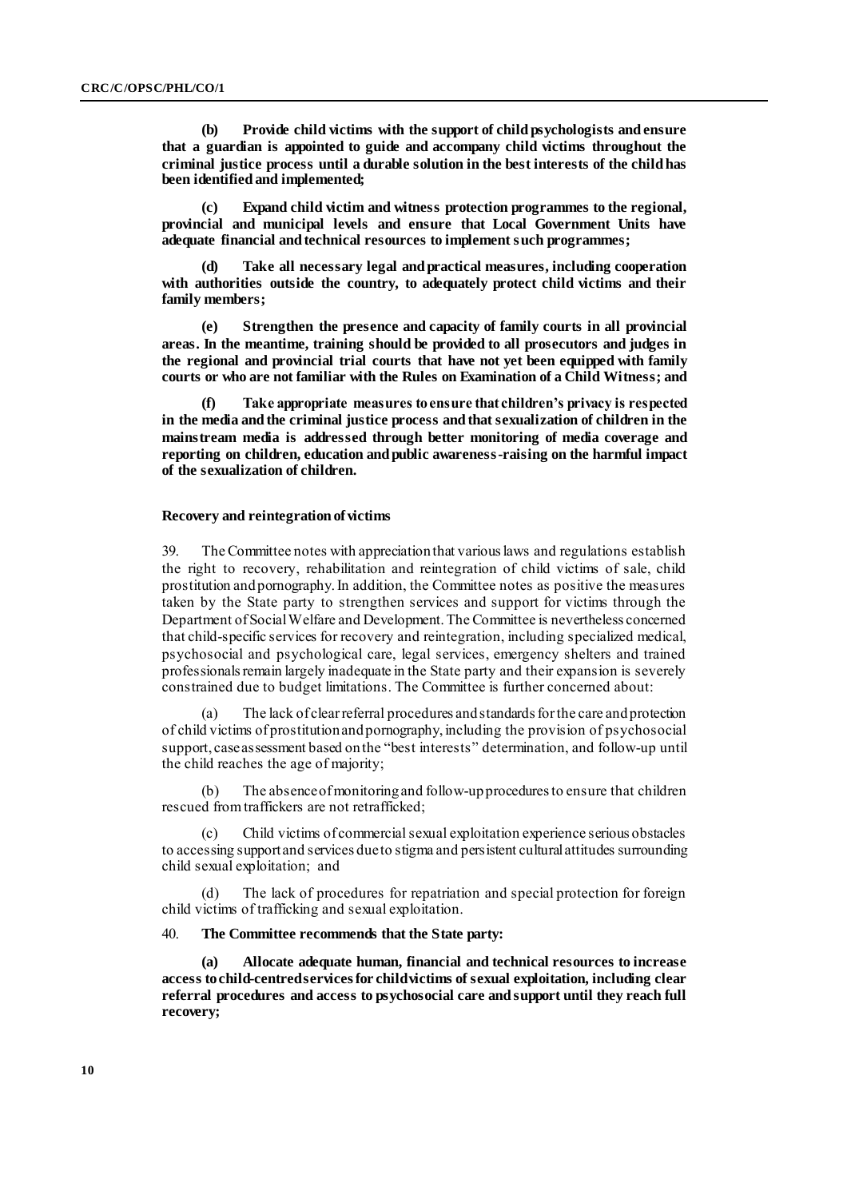**(b) Provide child victims with the support of child psychologists and ensure that a guardian is appointed to guide and accompany child victims throughout the criminal justice process until a durable solution in the best interests of the child has been identified and implemented;**

**(c) Expand child victim and witness protection programmes to the regional, provincial and municipal levels and ensure that Local Government Units have adequate financial and technical resources to implement such programmes;**

**(d) Take all necessary legal and practical measures, including cooperation with authorities outside the country, to adequately protect child victims and their family members;**

**(e) Strengthen the presence and capacity of family courts in all provincial areas. In the meantime, training should be provided to all prosecutors and judges in the regional and provincial trial courts that have not yet been equipped with family courts or who are not familiar with the Rules on Examination of a Child Witness; and**

**(f) Take appropriate measures to ensure that children's privacy is respected in the media and the criminal justice process and that sexualization of children in the mainstream media is addressed through better monitoring of media coverage and reporting on children, education and public awareness-raising on the harmful impact of the sexualization of children.**

### Recovery and reintegration of victims

39. The Committee notes with appreciation that various laws and regulations establish the right to recovery, rehabilitation and reintegration of child victims of sale, child prostitution and pornography. In addition, the Committee notes as positive the measures taken by the State party to strengthen services and support for victims through the Department of Social Welfare and Development. The Committee is nevertheless concerned that child-specific services for recovery and reintegration, including specialized medical, psychosocial and psychological care, legal services, emergency shelters and trained professionals remain largely inadequate in the State party and their expansion is severely constrained due to budget limitations. The Committee is further concerned about:

(a) The lack of clear referral procedures and standards for the care and protection of child victims of prostitution and pornography, including the provision of psychosocial support, case assessment based on the "best interests" determination, and follow-up until the child reaches the age of majority;

(b) The absence of monitoring and follow-up procedures to ensure that children rescued from traffickers are not retrafficked;

(c) Child victims of commercial sexual exploitation experience serious obstacles to accessing support and services due to stigma and persistent cultural attitudes surrounding child sexual exploitation; and

(d) The lack of procedures for repatriation and special protection for foreign child victims of trafficking and sexual exploitation.

40. **The Committee recommends that the State party:**

**(a) Allocate adequate human, financial and technical resources to increase access to child-centred services for child victims of sexual exploitation, including clear referral procedures and access to psychosocial care and support until they reach full recovery;**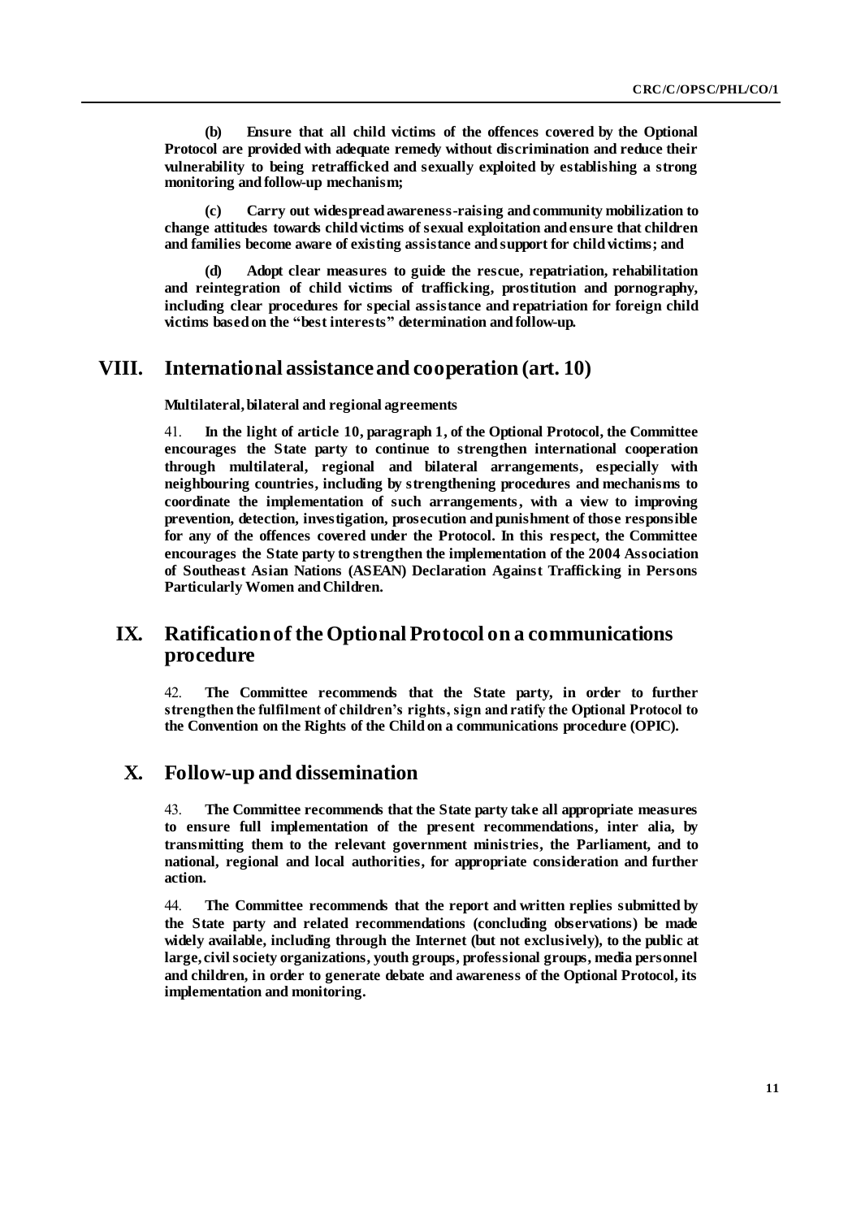**(b) Ensure that all child victims of the offences covered by the Optional Protocol are provided with adequate remedy without discrimination and reduce their vulnerability to being retrafficked and sexually exploited by establishing a strong monitoring and follow-up mechanism;**

**(c) Carry out widespread awareness-raising and community mobilization to change attitudes towards child victims of sexual exploitation and ensure that children and families become aware of existing assistance and support for child victims; and**

**(d) Adopt clear measures to guide the rescue, repatriation, rehabilitation and reintegration of child victims of trafficking, prostitution and pornography, including clear procedures for special assistance and repatriation for foreign child victims based on the "best interests" determination and follow-up.**

## VIII. International assistance and cooperation (art. 10)

**Multilateral, bilateral and regional agreements**

41. **In the light of article 10, paragraph 1, of the Optional Protocol, the Committee encourages the State party to continue to strengthen international cooperation through multilateral, regional and bilateral arrangements, especially with neighbouring countries, including by strengthening procedures and mechanisms to coordinate the implementation of such arrangements, with a view to improving prevention, detection, investigation, prosecution and punishment of those responsible for any of the offences covered under the Protocol. In this respect, the Committee encourages the State party to strengthen the implementation of the 2004 Association of Southeast Asian Nations (ASEAN) Declaration Against Trafficking in Persons Particularly Women and Children.**

## IX. Ratification of the Optional Protocol on a communications procedure

42. **The Committee recommends that the State party, in order to further strengthen the fulfilment of children's rights, sign and ratify the Optional Protocol to the Convention on the Rights of the Child on a communications procedure (OPIC).**

## X. Follow-up and dissemination

43. **The Committee recommends that the State party take all appropriate measures to ensure full implementation of the present recommendations, inter alia, by transmitting them to the relevant government ministries, the Parliament, and to national, regional and local authorities, for appropriate consideration and further action.**

44. **The Committee recommends that the report and written replies submitted by the State party and related recommendations (concluding observations) be made widely available, including through the Internet (but not exclusively), to the public at large, civil society organizations, youth groups, professional groups, media personnel and children, in order to generate debate and awareness of the Optional Protocol, its implementation and monitoring.**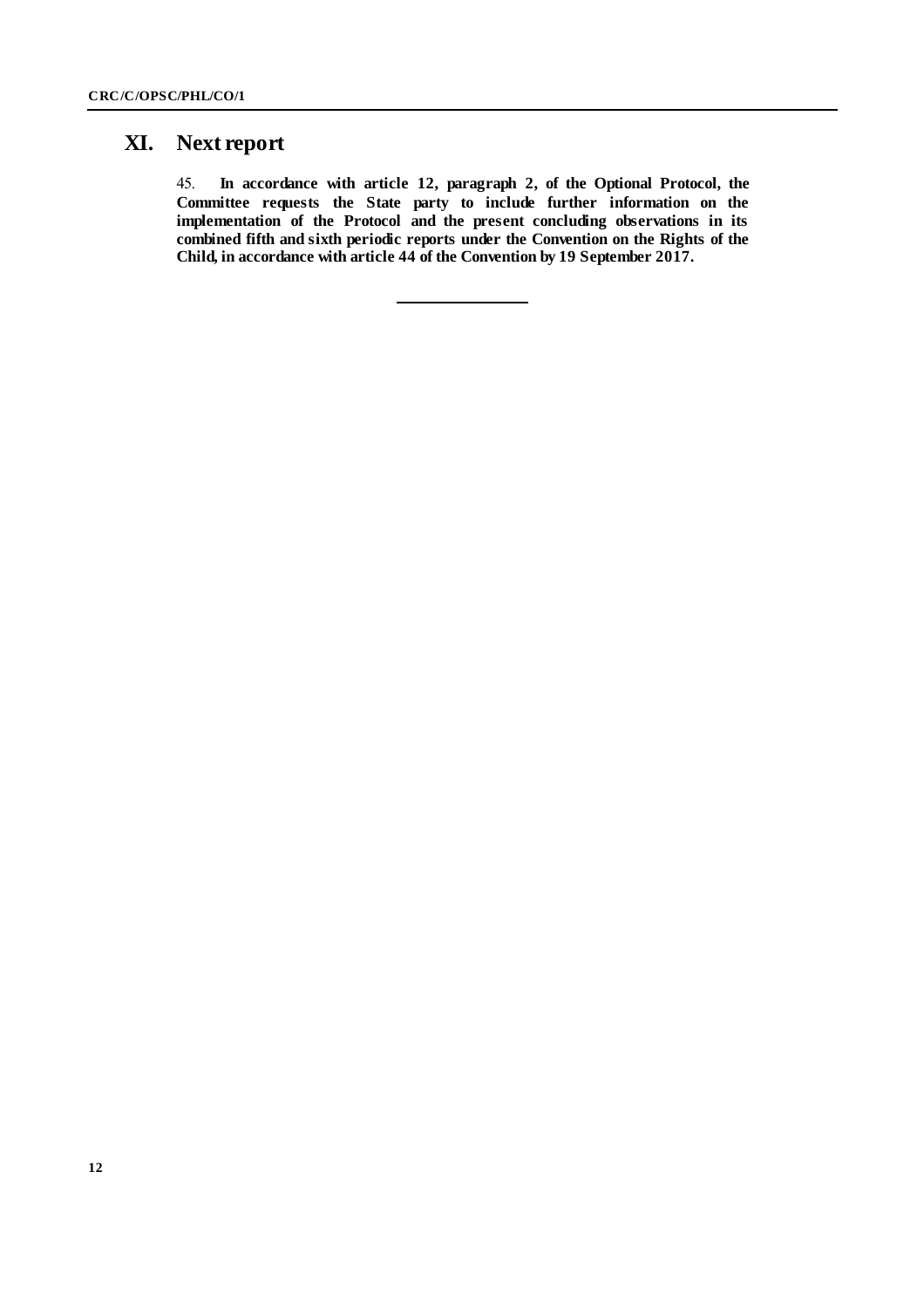# XI. Next report

45. **In accordance with article 12, paragraph 2, of the Optional Protocol, the Committee requests the State party to include further information on the implementation of the Protocol and the present concluding observations in its combined fifth and sixth periodic reports under the Convention on the Rights of the Child, in accordance with article 44 of the Convention by 19 September 2017.**